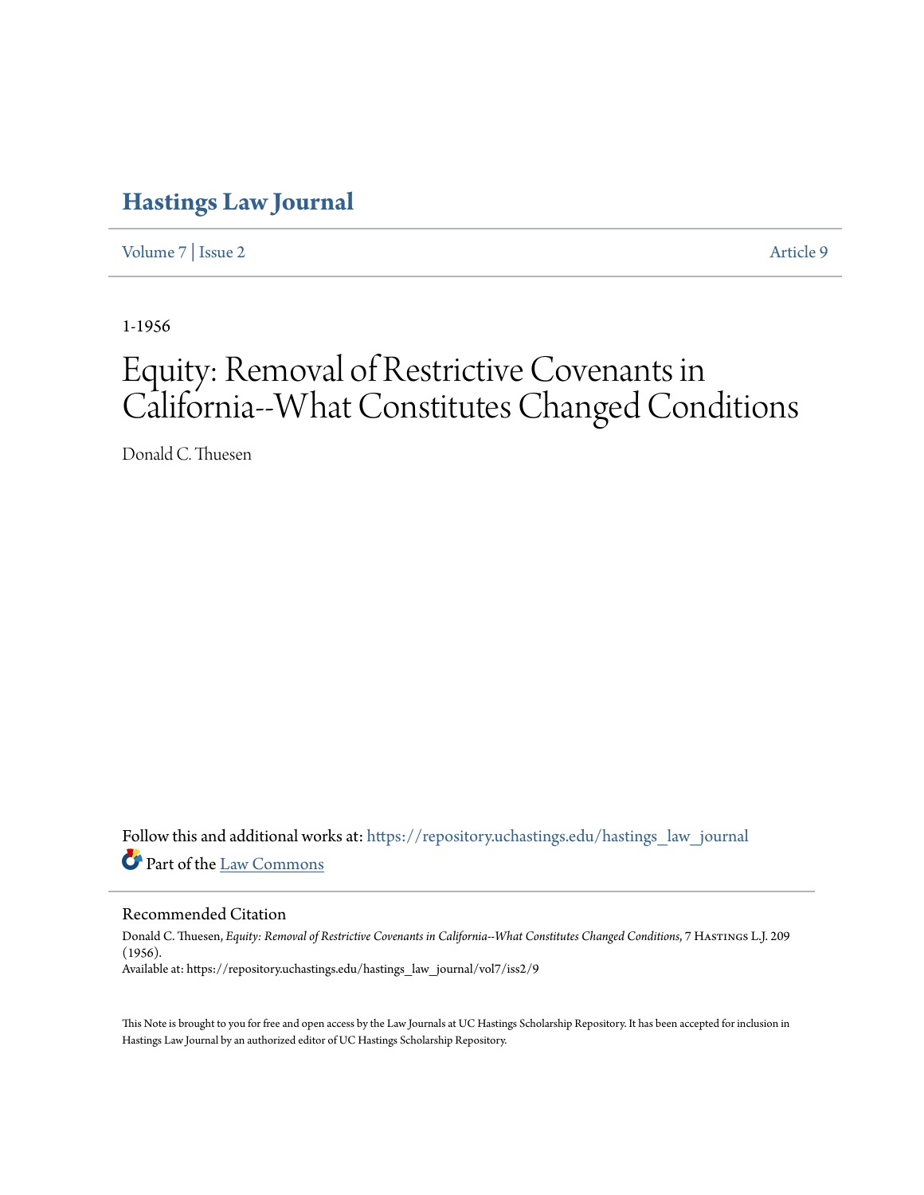# Hastings Law Journal

Volume 7 | Issue 2 Article 9

1-1956

# Equity: Removal of Restrictive Covenants in California--What Constitutes Changed Conditions

Donald C. Thuesen

Follow this and additional works at: https://repository.uchastings.edu/hastings_law_journal

Part of the Law Commons

## Recommended Citation

Donald C. Thuesen, *Equity: Removal of Restrictive Covenants in California--What Constitutes Changed Conditions*, 7 Hastings L.J. 209 (1956).

Available at: https://repository.uchastings.edu/hastings_law_journal/vol7/iss2/9

This Note is brought to you for free and open access by the Law Journals at UC Hastings Scholarship Repository. It has been accepted for inclusion in Hastings Law Journal by an authorized editor of UC Hastings Scholarship Repository.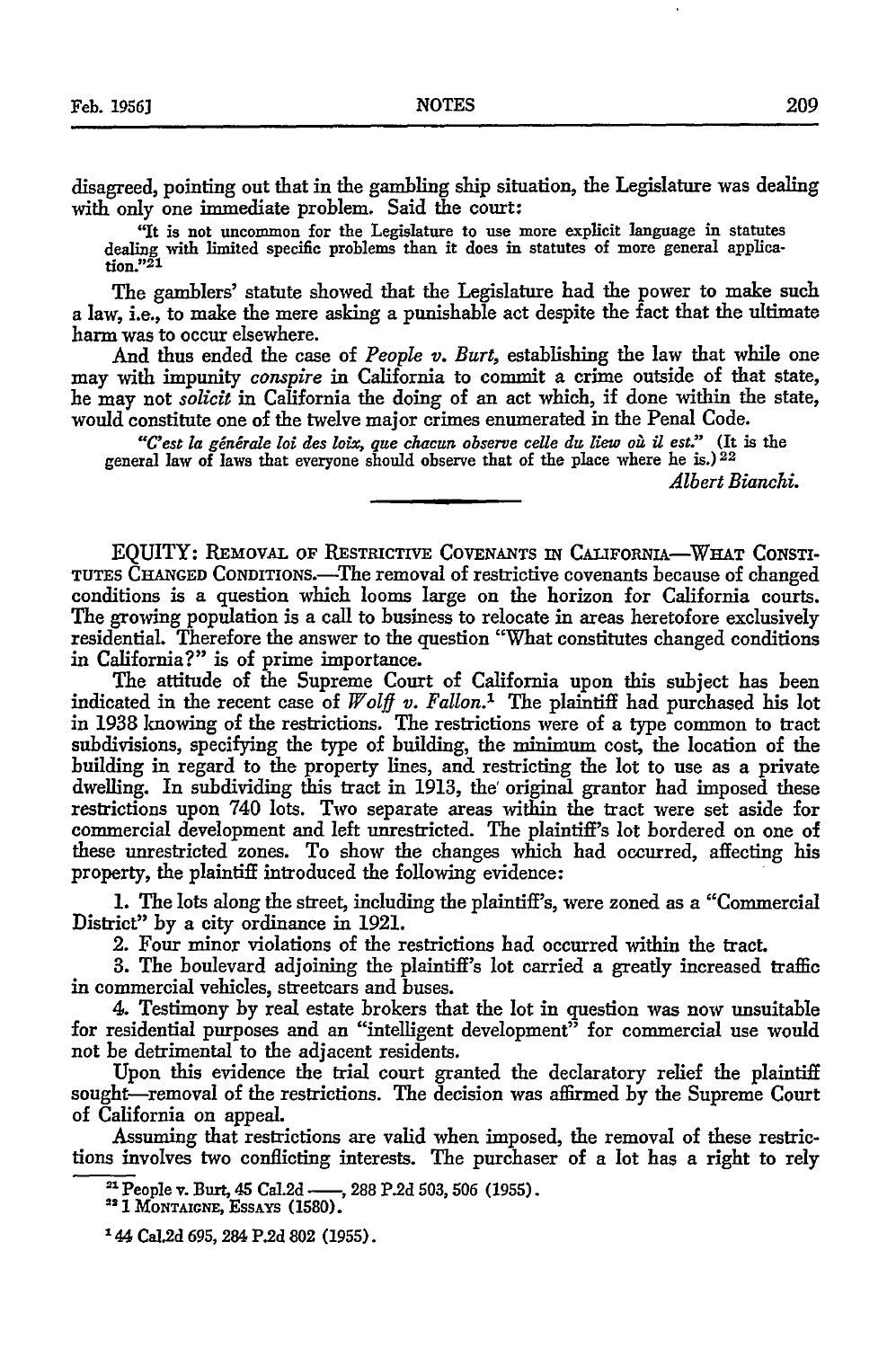disagreed, pointing out that in the gambling ship situation, the Legislature was dealing with only one immediate problem. Said the court:

> "It is not uncommon for the Legislature to use more explicit language in statutes dealing with limited specific problems than it does in statutes of more general application."[21]

The gamblers' statute showed that the Legislature had the power to make such a law, i.e., to make the mere asking a punishable act despite the fact that the ultimate harm was to occur elsewhere.

And thus ended the case of *People v. Burt,* establishing the law that while one may with impunity *conspire* in California to commit a crime outside of that state, he may not *solicit* in California the doing of an act which, if done within the state, would constitute one of the twelve major crimes enumerated in the Penal Code.

> *"C'est la générale loi des loix, que chacun observe celle du lieu où il est."* (It is the general law of laws that everyone should observe that of the place where he is.)[22]

*Albert Bianchi.*

---

EQUITY: REMOVAL OF RESTRICTIVE COVENANTS IN CALIFORNIA—WHAT CONSTITUTES CHANGED CONDITIONS.—The removal of restrictive covenants because of changed conditions is a question which looms large on the horizon for California courts. The growing population is a call to business to relocate in areas heretofore exclusively residential. Therefore the answer to the question "What constitutes changed conditions in California?" is of prime importance.

The attitude of the Supreme Court of California upon this subject has been indicated in the recent case of *Wolff v. Fallon.*[1] The plaintiff had purchased his lot in 1938 knowing of the restrictions. The restrictions were of a type common to tract subdivisions, specifying the type of building, the minimum cost, the location of the building in regard to the property lines, and restricting the lot to use as a private dwelling. In subdividing this tract in 1913, the original grantor had imposed these restrictions upon 740 lots. Two separate areas within the tract were set aside for commercial development and left unrestricted. The plaintiff's lot bordered on one of these unrestricted zones. To show the changes which had occurred, affecting his property, the plaintiff introduced the following evidence:

1. The lots along the street, including the plaintiff's, were zoned as a "Commercial District" by a city ordinance in 1921.
2. Four minor violations of the restrictions had occurred within the tract.
3. The boulevard adjoining the plaintiff's lot carried a greatly increased traffic in commercial vehicles, streetcars and buses.
4. Testimony by real estate brokers that the lot in question was now unsuitable for residential purposes and an "intelligent development" for commercial use would not be detrimental to the adjacent residents.

Upon this evidence the trial court granted the declaratory relief the plaintiff sought—removal of the restrictions. The decision was affirmed by the Supreme Court of California on appeal.

Assuming that restrictions are valid when imposed, the removal of these restrictions involves two conflicting interests. The purchaser of a lot has a right to rely

---

[21] People v. Burt, 45 Cal.2d ——, 288 P.2d 503, 506 (1955).

[22] 1 MONTAIGNE, ESSAYS (1580).

[1] 44 Cal.2d 695, 284 P.2d 802 (1955).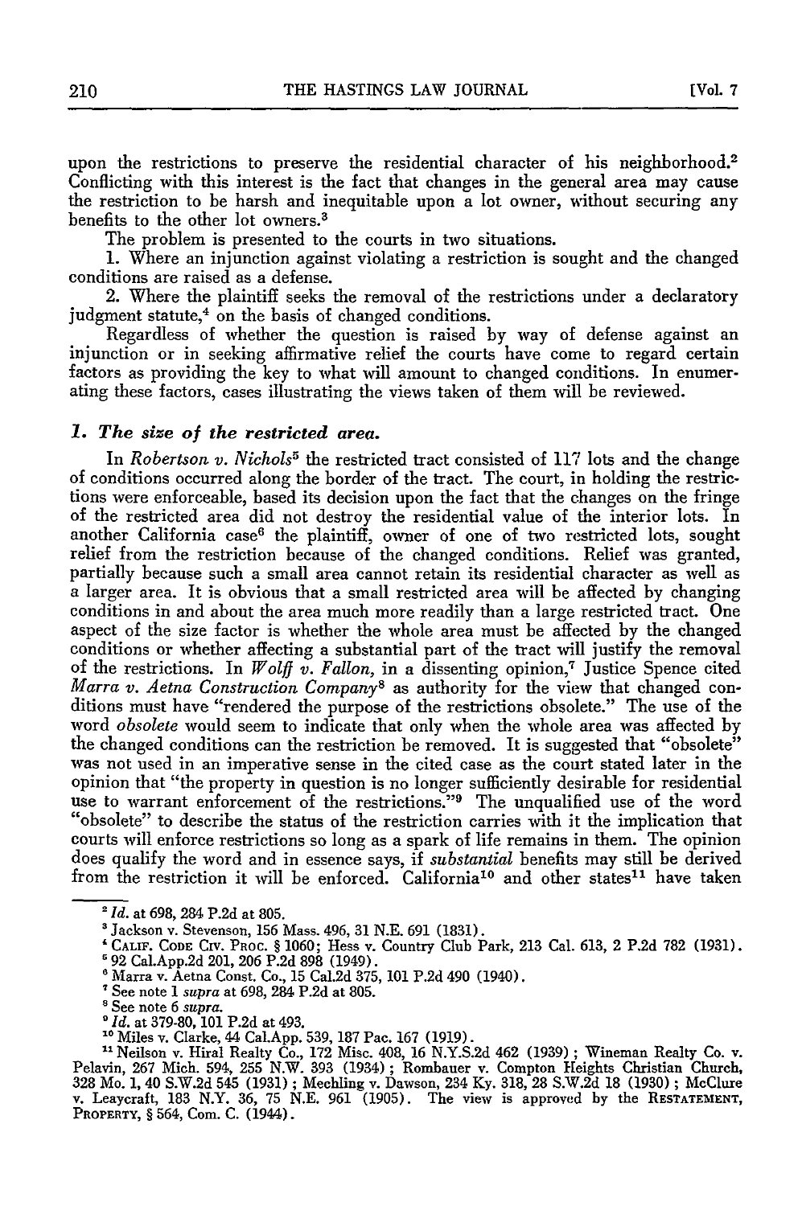upon the restrictions to preserve the residential character of his neighborhood.[2] Conflicting with this interest is the fact that changes in the general area may cause the restriction to be harsh and inequitable upon a lot owner, without securing any benefits to the other lot owners.[3]

The problem is presented to the courts in two situations.

1. Where an injunction against violating a restriction is sought and the changed conditions are raised as a defense.

2. Where the plaintiff seeks the removal of the restrictions under a declaratory judgment statute,[4] on the basis of changed conditions.

Regardless of whether the question is raised by way of defense against an injunction or in seeking affirmative relief the courts have come to regard certain factors as providing the key to what will amount to changed conditions. In enumerating these factors, cases illustrating the views taken of them will be reviewed.

### *1. The size of the restricted area.*

In *Robertson v. Nichols*[5] the restricted tract consisted of 117 lots and the change of conditions occurred along the border of the tract. The court, in holding the restrictions were enforceable, based its decision upon the fact that the changes on the fringe of the restricted area did not destroy the residential value of the interior lots. In another California case[6] the plaintiff, owner of one of two restricted lots, sought relief from the restriction because of the changed conditions. Relief was granted, partially because such a small area cannot retain its residential character as well as a larger area. It is obvious that a small restricted area will be affected by changing conditions in and about the area much more readily than a large restricted tract. One aspect of the size factor is whether the whole area must be affected by the changed conditions or whether affecting a substantial part of the tract will justify the removal of the restrictions. In *Wolff v. Fallon,* in a dissenting opinion,[7] Justice Spence cited *Marra v. Aetna Construction Company*[8] as authority for the view that changed conditions must have "rendered the purpose of the restrictions obsolete." The use of the word *obsolete* would seem to indicate that only when the whole area was affected by the changed conditions can the restriction be removed. It is suggested that "obsolete" was not used in an imperative sense in the cited case as the court stated later in the opinion that "the property in question is no longer sufficiently desirable for residential use to warrant enforcement of the restrictions."[9] The unqualified use of the word "obsolete" to describe the status of the restriction carries with it the implication that courts will enforce restrictions so long as a spark of life remains in them. The opinion does qualify the word and in essence says, if *substantial* benefits may still be derived from the restriction it will be enforced. California[10] and other states[11] have taken

---

[2] *Id.* at 698, 284 P.2d at 805.

[3] Jackson v. Stevenson, 156 Mass. 496, 31 N.E. 691 (1831).

[4] CALIF. CODE CIV. PROC. § 1060; Hess v. Country Club Park, 213 Cal. 613, 2 P.2d 782 (1931).

[5] 92 Cal.App.2d 201, 206 P.2d 898 (1949).

[6] Marra v. Aetna Const. Co., 15 Cal.2d 375, 101 P.2d 490 (1940).

[7] See note 1 *supra* at 698, 284 P.2d at 805.

[8] See note 6 *supra.*

[9] *Id.* at 379-80, 101 P.2d at 493.

[10] Miles v. Clarke, 44 Cal.App. 539, 187 Pac. 167 (1919).

[11] Neilson v. Hiral Realty Co., 172 Misc. 408, 16 N.Y.S.2d 462 (1939); Wineman Realty Co. v. Pelavin, 267 Mich. 594, 255 N.W. 393 (1934); Rombauer v. Compton Heights Christian Church, 328 Mo. 1, 40 S.W.2d 545 (1931); Mechling v. Dawson, 234 Ky. 318, 28 S.W.2d 18 (1930); McClure v. Leaycraft, 183 N.Y. 36, 75 N.E. 961 (1905). The view is approved by the RESTATEMENT, PROPERTY, § 564, Com. C. (1944).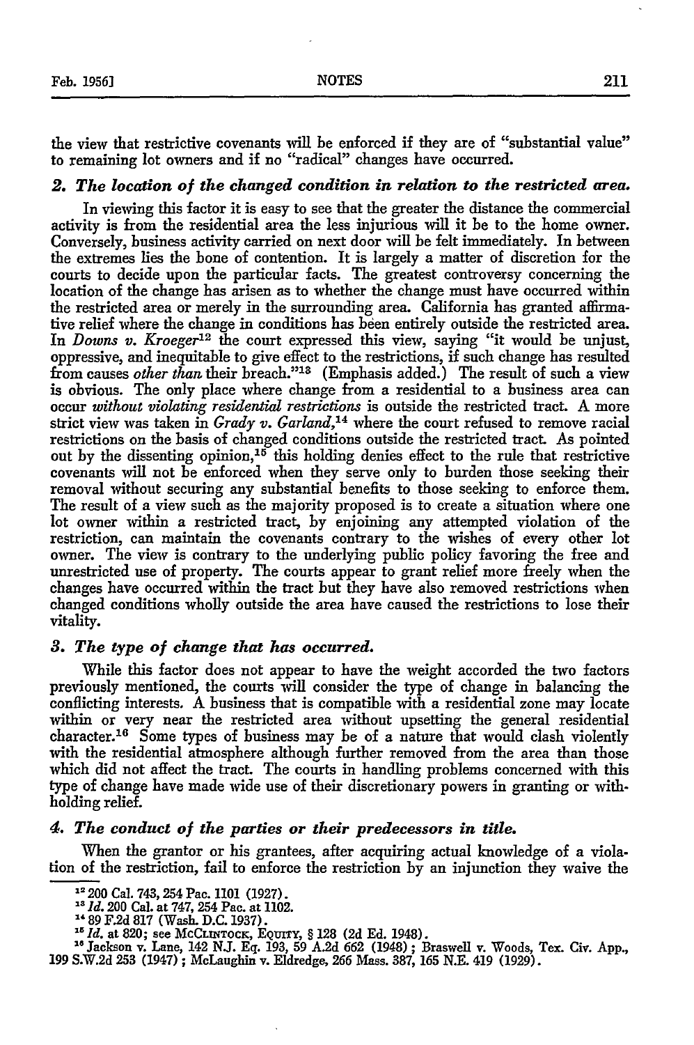the view that restrictive covenants will be enforced if they are of "substantial value" to remaining lot owners and if no "radical" changes have occurred.

### *2. The location of the changed condition in relation to the restricted area.*

In viewing this factor it is easy to see that the greater the distance the commercial activity is from the residential area the less injurious will it be to the home owner. Conversely, business activity carried on next door will be felt immediately. In between the extremes lies the bone of contention. It is largely a matter of discretion for the courts to decide upon the particular facts. The greatest controversy concerning the location of the change has arisen as to whether the change must have occurred within the restricted area or merely in the surrounding area. California has granted affirmative relief where the change in conditions has been entirely outside the restricted area. In *Downs v. Kroeger*[12] the court expressed this view, saying "it would be unjust, oppressive, and inequitable to give effect to the restrictions, if such change has resulted from causes *other than* their breach."[13] (Emphasis added.) The result of such a view is obvious. The only place where change from a residential to a business area can occur *without violating residential restrictions* is outside the restricted tract. A more strict view was taken in *Grady v. Garland*,[14] where the court refused to remove racial restrictions on the basis of changed conditions outside the restricted tract. As pointed out by the dissenting opinion,[15] this holding denies effect to the rule that restrictive covenants will not be enforced when they serve only to burden those seeking their removal without securing any substantial benefits to those seeking to enforce them. The result of a view such as the majority proposed is to create a situation where one lot owner within a restricted tract, by enjoining any attempted violation of the restriction, can maintain the covenants contrary to the wishes of every other lot owner. The view is contrary to the underlying public policy favoring the free and unrestricted use of property. The courts appear to grant relief more freely when the changes have occurred within the tract but they have also removed restrictions when changed conditions wholly outside the area have caused the restrictions to lose their vitality.

### *3. The type of change that has occurred.*

While this factor does not appear to have the weight accorded the two factors previously mentioned, the courts will consider the type of change in balancing the conflicting interests. A business that is compatible with a residential zone may locate within or very near the restricted area without upsetting the general residential character.[16] Some types of business may be of a nature that would clash violently with the residential atmosphere although further removed from the area than those which did not affect the tract. The courts in handling problems concerned with this type of change have made wide use of their discretionary powers in granting or withholding relief.

### *4. The conduct of the parties or their predecessors in title.*

When the grantor or his grantees, after acquiring actual knowledge of a violation of the restriction, fail to enforce the restriction by an injunction they waive the

---

[12] 200 Cal. 743, 254 Pac. 1101 (1927).

[13] *Id.* 200 Cal. at 747, 254 Pac. at 1102.

[14] 89 F.2d 817 (Wash. D.C. 1937).

[15] *Id.* at 820; see McCLINTOCK, EQUITY, § 128 (2d Ed. 1948).

[16] Jackson v. Lane, 142 N.J. Eq. 193, 59 A.2d 662 (1948); Braswell v. Woods, Tex. Civ. App., 199 S.W.2d 253 (1947); McLaughin v. Eldredge, 266 Mass. 387, 165 N.E. 419 (1929).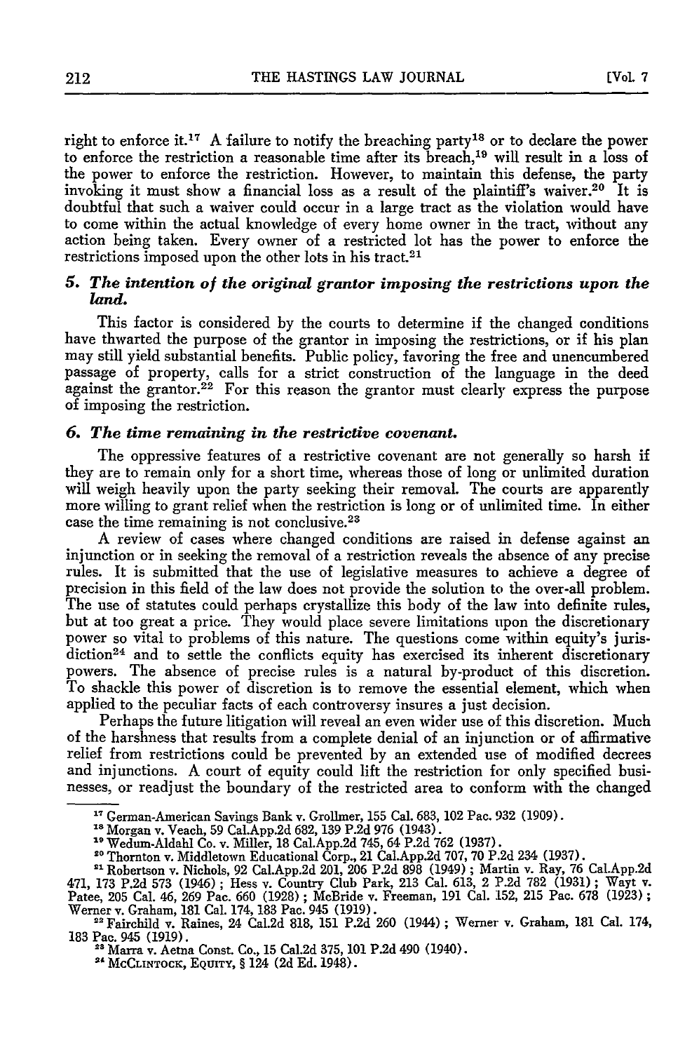right to enforce it.[17] A failure to notify the breaching party[18] or to declare the power to enforce the restriction a reasonable time after its breach,[19] will result in a loss of the power to enforce the restriction. However, to maintain this defense, the party invoking it must show a financial loss as a result of the plaintiff's waiver.[20] It is doubtful that such a waiver could occur in a large tract as the violation would have to come within the actual knowledge of every home owner in the tract, without any action being taken. Every owner of a restricted lot has the power to enforce the restrictions imposed upon the other lots in his tract.[21]

### 5. *The intention of the original grantor imposing the restrictions upon the land.*

This factor is considered by the courts to determine if the changed conditions have thwarted the purpose of the grantor in imposing the restrictions, or if his plan may still yield substantial benefits. Public policy, favoring the free and unencumbered passage of property, calls for a strict construction of the language in the deed against the grantor.[22] For this reason the grantor must clearly express the purpose of imposing the restriction.

### 6. *The time remaining in the restrictive covenant.*

The oppressive features of a restrictive covenant are not generally so harsh if they are to remain only for a short time, whereas those of long or unlimited duration will weigh heavily upon the party seeking their removal. The courts are apparently more willing to grant relief when the restriction is long or of unlimited time. In either case the time remaining is not conclusive.[23]

A review of cases where changed conditions are raised in defense against an injunction or in seeking the removal of a restriction reveals the absence of any precise rules. It is submitted that the use of legislative measures to achieve a degree of precision in this field of the law does not provide the solution to the over-all problem. The use of statutes could perhaps crystallize this body of the law into definite rules, but at too great a price. They would place severe limitations upon the discretionary power so vital to problems of this nature. The questions come within equity's jurisdiction[24] and to settle the conflicts equity has exercised its inherent discretionary powers. The absence of precise rules is a natural by-product of this discretion. To shackle this power of discretion is to remove the essential element, which when applied to the peculiar facts of each controversy insures a just decision.

Perhaps the future litigation will reveal an even wider use of this discretion. Much of the harshness that results from a complete denial of an injunction or of affirmative relief from restrictions could be prevented by an extended use of modified decrees and injunctions. A court of equity could lift the restriction for only specified businesses, or readjust the boundary of the restricted area to conform with the changed

---

[17] German-American Savings Bank v. Grollmer, 155 Cal. 683, 102 Pac. 932 (1909).

[18] Morgan v. Veach, 59 Cal.App.2d 682, 139 P.2d 976 (1943).

[19] Wedum-Aldahl Co. v. Miller, 18 Cal.App.2d 745, 64 P.2d 762 (1937).

[20] Thornton v. Middletown Educational Corp., 21 Cal.App.2d 707, 70 P.2d 234 (1937).

[21] Robertson v. Nichols, 92 Cal.App.2d 201, 206 P.2d 898 (1949); Martin v. Ray, 76 Cal.App.2d 471, 173 P.2d 573 (1946); Hess v. Country Club Park, 213 Cal. 613, 2 P.2d 782 (1931); Wayt v. Patee, 205 Cal. 46, 269 Pac. 660 (1928); McBride v. Freeman, 191 Cal. 152, 215 Pac. 678 (1923); Werner v. Graham, 181 Cal. 174, 183 Pac. 945 (1919).

[22] Fairchild v. Raines, 24 Cal.2d 818, 151 P.2d 260 (1944); Werner v. Graham, 181 Cal. 174, 183 Pac. 945 (1919).

[23] Marra v. Aetna Const. Co., 15 Cal.2d 375, 101 P.2d 490 (1940).

[24] McClintock, Equity, § 124 (2d Ed. 1948).